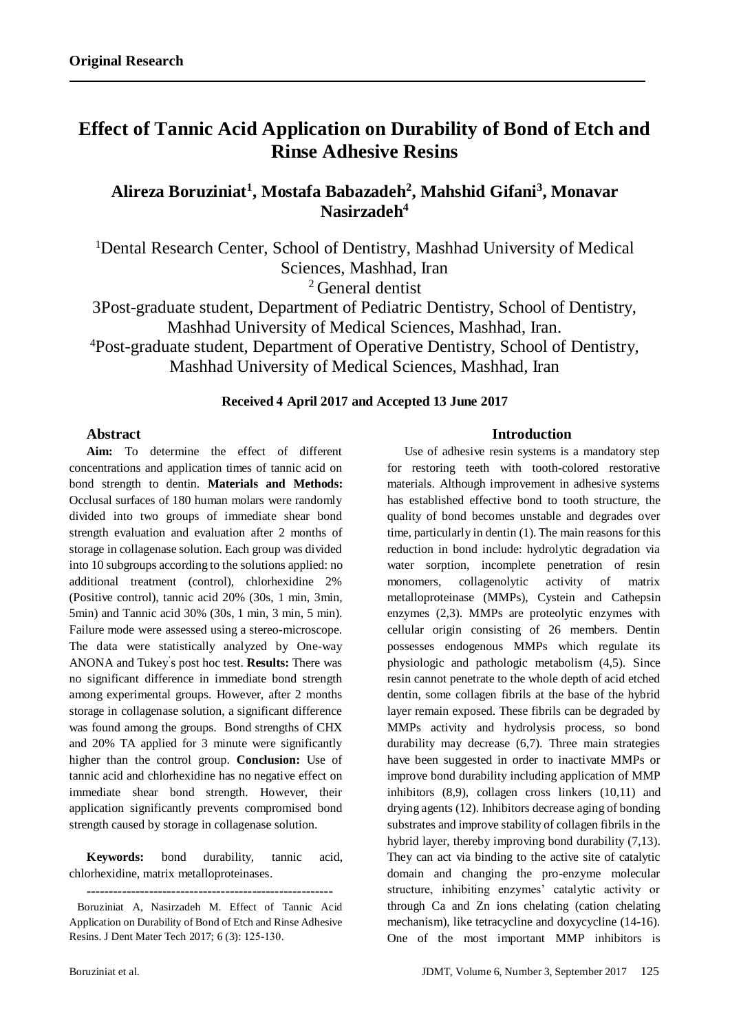**Original Research**

# Effect of Tannic Acid Application on Durability of Bond of Etch and Rinse Adhesive Resins

## Alireza Boruziniat[1], Mostafa Babazadeh[2], Mahshid Gifani[3], Monavar Nasirzadeh[4]

[1]Dental Research Center, School of Dentistry, Mashhad University of Medical Sciences, Mashhad, Iran

[2] General dentist

3Post-graduate student, Department of Pediatric Dentistry, School of Dentistry, Mashhad University of Medical Sciences, Mashhad, Iran.

[4]Post-graduate student, Department of Operative Dentistry, School of Dentistry, Mashhad University of Medical Sciences, Mashhad, Iran

**Received 4 April 2017 and Accepted 13 June 2017**

### Abstract

**Aim:** To determine the effect of different concentrations and application times of tannic acid on bond strength to dentin. **Materials and Methods:** Occlusal surfaces of 180 human molars were randomly divided into two groups of immediate shear bond strength evaluation and evaluation after 2 months of storage in collagenase solution. Each group was divided into 10 subgroups according to the solutions applied: no additional treatment (control), chlorhexidine 2% (Positive control), tannic acid 20% (30s, 1 min, 3min, 5min) and Tannic acid 30% (30s, 1 min, 3 min, 5 min). Failure mode were assessed using a stereo-microscope. The data were statistically analyzed by One-way ANONA and Tukey's post hoc test. **Results:** There was no significant difference in immediate bond strength among experimental groups. However, after 2 months storage in collagenase solution, a significant difference was found among the groups. Bond strengths of CHX and 20% TA applied for 3 minute were significantly higher than the control group. **Conclusion:** Use of tannic acid and chlorhexidine has no negative effect on immediate shear bond strength. However, their application significantly prevents compromised bond strength caused by storage in collagenase solution.

**Keywords:** bond durability, tannic acid, chlorhexidine, matrix metalloproteinases.

---

Boruziniat A, Nasirzadeh M. Effect of Tannic Acid Application on Durability of Bond of Etch and Rinse Adhesive Resins. J Dent Mater Tech 2017; 6 (3): 125-130.

### Introduction

Use of adhesive resin systems is a mandatory step for restoring teeth with tooth-colored restorative materials. Although improvement in adhesive systems has established effective bond to tooth structure, the quality of bond becomes unstable and degrades over time, particularly in dentin (1). The main reasons for this reduction in bond include: hydrolytic degradation via water sorption, incomplete penetration of resin monomers, collagenolytic activity of matrix metalloproteinase (MMPs), Cystein and Cathepsin enzymes (2,3). MMPs are proteolytic enzymes with cellular origin consisting of 26 members. Dentin possesses endogenous MMPs which regulate its physiologic and pathologic metabolism (4,5). Since resin cannot penetrate to the whole depth of acid etched dentin, some collagen fibrils at the base of the hybrid layer remain exposed. These fibrils can be degraded by MMPs activity and hydrolysis process, so bond durability may decrease (6,7). Three main strategies have been suggested in order to inactivate MMPs or improve bond durability including application of MMP inhibitors (8,9), collagen cross linkers (10,11) and drying agents (12). Inhibitors decrease aging of bonding substrates and improve stability of collagen fibrils in the hybrid layer, thereby improving bond durability (7,13). They can act via binding to the active site of catalytic domain and changing the pro-enzyme molecular structure, inhibiting enzymes' catalytic activity or through Ca and Zn ions chelating (cation chelating mechanism), like tetracycline and doxycycline (14-16). One of the most important MMP inhibitors is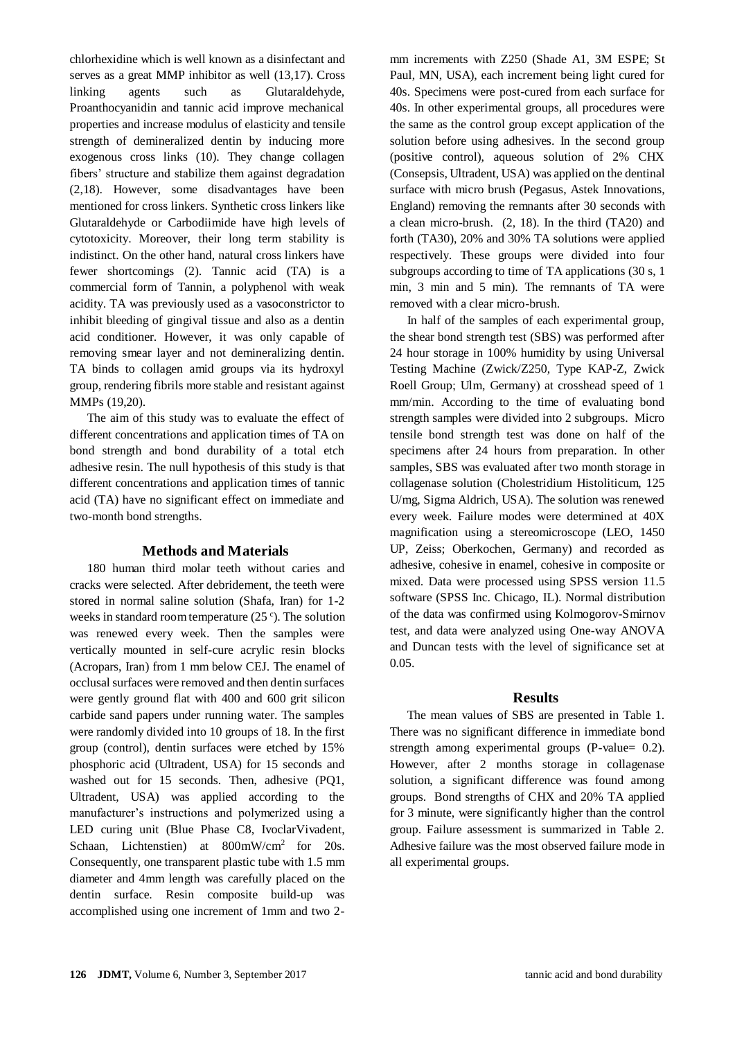chlorhexidine which is well known as a disinfectant and serves as a great MMP inhibitor as well (13,17). Cross linking agents such as Glutaraldehyde, Proanthocyanidin and tannic acid improve mechanical properties and increase modulus of elasticity and tensile strength of demineralized dentin by inducing more exogenous cross links (10). They change collagen fibers' structure and stabilize them against degradation (2,18). However, some disadvantages have been mentioned for cross linkers. Synthetic cross linkers like Glutaraldehyde or Carbodiimide have high levels of cytotoxicity. Moreover, their long term stability is indistinct. On the other hand, natural cross linkers have fewer shortcomings (2). Tannic acid (TA) is a commercial form of Tannin, a polyphenol with weak acidity. TA was previously used as a vasoconstrictor to inhibit bleeding of gingival tissue and also as a dentin acid conditioner. However, it was only capable of removing smear layer and not demineralizing dentin. TA binds to collagen amid groups via its hydroxyl group, rendering fibrils more stable and resistant against MMPs (19,20).

The aim of this study was to evaluate the effect of different concentrations and application times of TA on bond strength and bond durability of a total etch adhesive resin. The null hypothesis of this study is that different concentrations and application times of tannic acid (TA) have no significant effect on immediate and two-month bond strengths.

## Methods and Materials

180 human third molar teeth without caries and cracks were selected. After debridement, the teeth were stored in normal saline solution (Shafa, Iran) for 1-2 weeks in standard room temperature (25 °). The solution was renewed every week. Then the samples were vertically mounted in self-cure acrylic resin blocks (Acropars, Iran) from 1 mm below CEJ. The enamel of occlusal surfaces were removed and then dentin surfaces were gently ground flat with 400 and 600 grit silicon carbide sand papers under running water. The samples were randomly divided into 10 groups of 18. In the first group (control), dentin surfaces were etched by 15% phosphoric acid (Ultradent, USA) for 15 seconds and washed out for 15 seconds. Then, adhesive (PQ1, Ultradent, USA) was applied according to the manufacturer's instructions and polymerized using a LED curing unit (Blue Phase C8, IvoclarVivadent, Schaan, Lichtenstien) at 800mW/cm$^2$ for 20s. Consequently, one transparent plastic tube with 1.5 mm diameter and 4mm length was carefully placed on the dentin surface. Resin composite build-up was accomplished using one increment of 1mm and two 2-mm increments with Z250 (Shade A1, 3M ESPE; St Paul, MN, USA), each increment being light cured for 40s. Specimens were post-cured from each surface for 40s. In other experimental groups, all procedures were the same as the control group except application of the solution before using adhesives. In the second group (positive control), aqueous solution of 2% CHX (Consepsis, Ultradent, USA) was applied on the dentinal surface with micro brush (Pegasus, Astek Innovations, England) removing the remnants after 30 seconds with a clean micro-brush. (2, 18). In the third (TA20) and forth (TA30), 20% and 30% TA solutions were applied respectively. These groups were divided into four subgroups according to time of TA applications (30 s, 1 min, 3 min and 5 min). The remnants of TA were removed with a clear micro-brush.

In half of the samples of each experimental group, the shear bond strength test (SBS) was performed after 24 hour storage in 100% humidity by using Universal Testing Machine (Zwick/Z250, Type KAP-Z, Zwick Roell Group; Ulm, Germany) at crosshead speed of 1 mm/min. According to the time of evaluating bond strength samples were divided into 2 subgroups. Micro tensile bond strength test was done on half of the specimens after 24 hours from preparation. In other samples, SBS was evaluated after two month storage in collagenase solution (Cholestridium Histoliticum, 125 U/mg, Sigma Aldrich, USA). The solution was renewed every week. Failure modes were determined at 40X magnification using a stereomicroscope (LEO, 1450 UP, Zeiss; Oberkochen, Germany) and recorded as adhesive, cohesive in enamel, cohesive in composite or mixed. Data were processed using SPSS version 11.5 software (SPSS Inc. Chicago, IL). Normal distribution of the data was confirmed using Kolmogorov-Smirnov test, and data were analyzed using One-way ANOVA and Duncan tests with the level of significance set at 0.05.

## Results

The mean values of SBS are presented in Table 1. There was no significant difference in immediate bond strength among experimental groups (P-value= 0.2). However, after 2 months storage in collagenase solution, a significant difference was found among groups. Bond strengths of CHX and 20% TA applied for 3 minute, were significantly higher than the control group. Failure assessment is summarized in Table 2. Adhesive failure was the most observed failure mode in all experimental groups.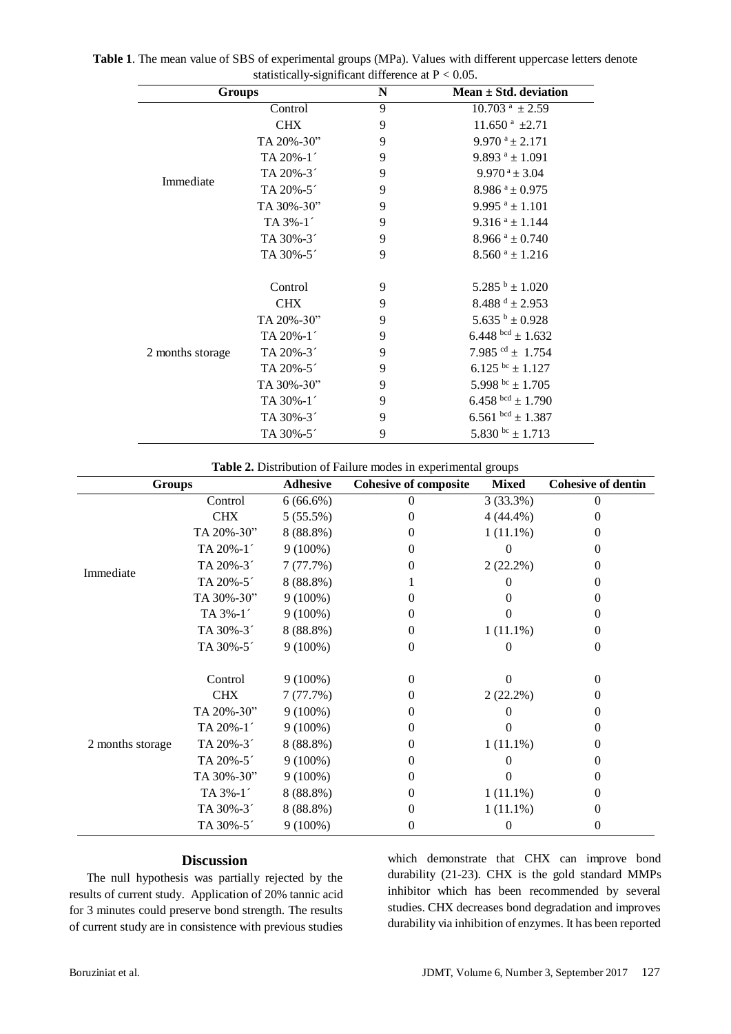**Table 1**. The mean value of SBS of experimental groups (MPa). Values with different uppercase letters denote statistically-significant difference at P < 0.05.

| Groups | | N | Mean ± Std. deviation |
|---|---|---|---|
| Immediate | Control | 9 | $10.703^{a} \pm 2.59$ |
| | CHX | 9 | $11.650^{a} \pm 2.71$ |
| | TA 20%-30" | 9 | $9.970^{a} \pm 2.171$ |
| | TA 20%-1´ | 9 | $9.893^{a} \pm 1.091$ |
| | TA 20%-3´ | 9 | $9.970^{a} \pm 3.04$ |
| | TA 20%-5´ | 9 | $8.986^{a} \pm 0.975$ |
| | TA 30%-30" | 9 | $9.995^{a} \pm 1.101$ |
| | TA 3%-1´ | 9 | $9.316^{a} \pm 1.144$ |
| | TA 30%-3´ | 9 | $8.966^{a} \pm 0.740$ |
| | TA 30%-5´ | 9 | $8.560^{a} \pm 1.216$ |
| 2 months storage | Control | 9 | $5.285^{b} \pm 1.020$ |
| | CHX | 9 | $8.488^{d} \pm 2.953$ |
| | TA 20%-30" | 9 | $5.635^{b} \pm 0.928$ |
| | TA 20%-1´ | 9 | $6.448^{bcd} \pm 1.632$ |
| | TA 20%-3´ | 9 | $7.985^{cd} \pm 1.754$ |
| | TA 20%-5´ | 9 | $6.125^{bc} \pm 1.127$ |
| | TA 30%-30" | 9 | $5.998^{bc} \pm 1.705$ |
| | TA 30%-1´ | 9 | $6.458^{bcd} \pm 1.790$ |
| | TA 30%-3´ | 9 | $6.561^{bcd} \pm 1.387$ |
| | TA 30%-5´ | 9 | $5.830^{bc} \pm 1.713$ |

**Table 2.** Distribution of Failure modes in experimental groups

| Groups | | Adhesive | Cohesive of composite | Mixed | Cohesive of dentin |
|---|---|---|---|---|---|
| Immediate | Control | 6 (66.6%) | 0 | 3 (33.3%) | 0 |
| | CHX | 5 (55.5%) | 0 | 4 (44.4%) | 0 |
| | TA 20%-30" | 8 (88.8%) | 0 | 1 (11.1%) | 0 |
| | TA 20%-1´ | 9 (100%) | 0 | 0 | 0 |
| | TA 20%-3´ | 7 (77.7%) | 0 | 2 (22.2%) | 0 |
| | TA 20%-5´ | 8 (88.8%) | 1 | 0 | 0 |
| | TA 30%-30" | 9 (100%) | 0 | 0 | 0 |
| | TA 3%-1´ | 9 (100%) | 0 | 0 | 0 |
| | TA 30%-3´ | 8 (88.8%) | 0 | 1 (11.1%) | 0 |
| | TA 30%-5´ | 9 (100%) | 0 | 0 | 0 |
| 2 months storage | Control | 9 (100%) | 0 | 0 | 0 |
| | CHX | 7 (77.7%) | 0 | 2 (22.2%) | 0 |
| | TA 20%-30" | 9 (100%) | 0 | 0 | 0 |
| | TA 20%-1´ | 9 (100%) | 0 | 0 | 0 |
| | TA 20%-3´ | 8 (88.8%) | 0 | 1 (11.1%) | 0 |
| | TA 20%-5´ | 9 (100%) | 0 | 0 | 0 |
| | TA 30%-30" | 9 (100%) | 0 | 0 | 0 |
| | TA 3%-1´ | 8 (88.8%) | 0 | 1 (11.1%) | 0 |
| | TA 30%-3´ | 8 (88.8%) | 0 | 1 (11.1%) | 0 |
| | TA 30%-5´ | 9 (100%) | 0 | 0 | 0 |

## Discussion

The null hypothesis was partially rejected by the results of current study. Application of 20% tannic acid for 3 minutes could preserve bond strength. The results of current study are in consistence with previous studies which demonstrate that CHX can improve bond durability (21-23). CHX is the gold standard MMPs inhibitor which has been recommended by several studies. CHX decreases bond degradation and improves durability via inhibition of enzymes. It has been reported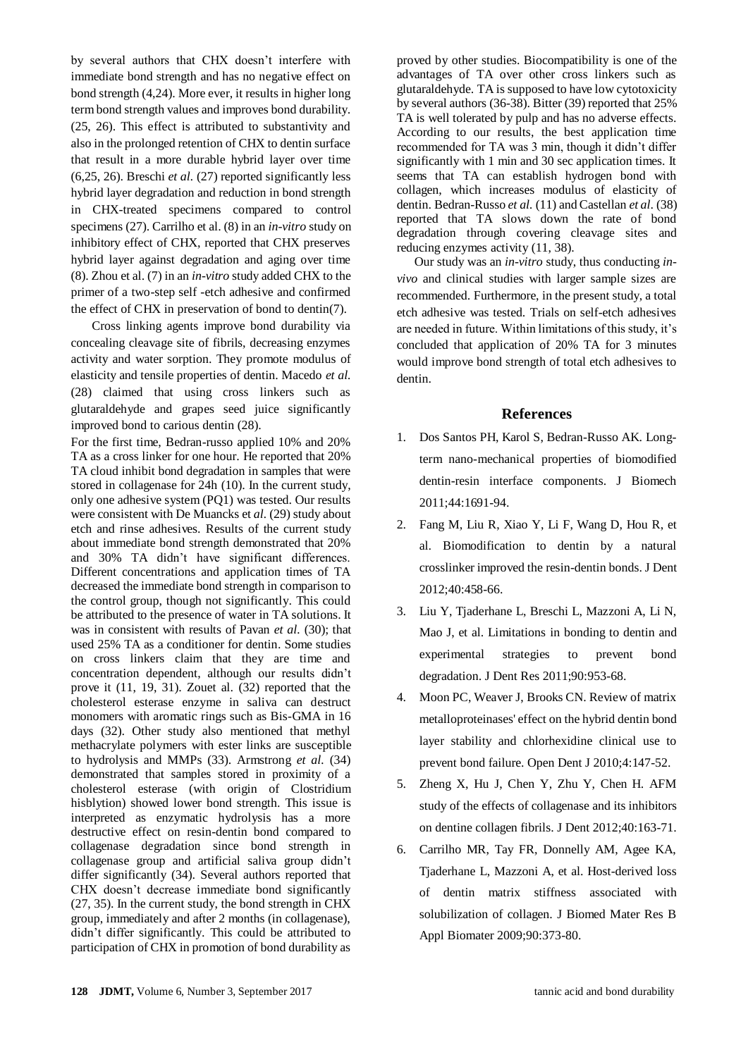by several authors that CHX doesn't interfere with immediate bond strength and has no negative effect on bond strength (4,24). More ever, it results in higher long term bond strength values and improves bond durability. (25, 26). This effect is attributed to substantivity and also in the prolonged retention of CHX to dentin surface that result in a more durable hybrid layer over time (6,25, 26). Breschi *et al.* (27) reported significantly less hybrid layer degradation and reduction in bond strength in CHX-treated specimens compared to control specimens (27). Carrilho et al. (8) in an *in-vitro* study on inhibitory effect of CHX, reported that CHX preserves hybrid layer against degradation and aging over time (8). Zhou et al. (7) in an *in-vitro* study added CHX to the primer of a two-step self -etch adhesive and confirmed the effect of CHX in preservation of bond to dentin(7).

Cross linking agents improve bond durability via concealing cleavage site of fibrils, decreasing enzymes activity and water sorption. They promote modulus of elasticity and tensile properties of dentin. Macedo *et al.* (28) claimed that using cross linkers such as glutaraldehyde and grapes seed juice significantly improved bond to carious dentin (28).

For the first time, Bedran-russo applied 10% and 20% TA as a cross linker for one hour. He reported that 20% TA cloud inhibit bond degradation in samples that were stored in collagenase for 24h (10). In the current study, only one adhesive system (PQ1) was tested. Our results were consistent with De Muancks et *al.* (29) study about etch and rinse adhesives. Results of the current study about immediate bond strength demonstrated that 20% and 30% TA didn't have significant differences. Different concentrations and application times of TA decreased the immediate bond strength in comparison to the control group, though not significantly. This could be attributed to the presence of water in TA solutions. It was in consistent with results of Pavan *et al.* (30); that used 25% TA as a conditioner for dentin. Some studies on cross linkers claim that they are time and concentration dependent, although our results didn't prove it (11, 19, 31). Zouet al. (32) reported that the cholesterol esterase enzyme in saliva can destruct monomers with aromatic rings such as Bis-GMA in 16 days (32). Other study also mentioned that methyl methacrylate polymers with ester links are susceptible to hydrolysis and MMPs (33). Armstrong *et al.* (34) demonstrated that samples stored in proximity of a cholesterol esterase (with origin of Clostridium hisblytion) showed lower bond strength. This issue is interpreted as enzymatic hydrolysis has a more destructive effect on resin-dentin bond compared to collagenase degradation since bond strength in collagenase group and artificial saliva group didn't differ significantly (34). Several authors reported that CHX doesn't decrease immediate bond significantly (27, 35). In the current study, the bond strength in CHX group, immediately and after 2 months (in collagenase), didn't differ significantly. This could be attributed to participation of CHX in promotion of bond durability as proved by other studies. Biocompatibility is one of the advantages of TA over other cross linkers such as glutaraldehyde. TA is supposed to have low cytotoxicity by several authors (36-38). Bitter (39) reported that 25% TA is well tolerated by pulp and has no adverse effects. According to our results, the best application time recommended for TA was 3 min, though it didn't differ significantly with 1 min and 30 sec application times. It seems that TA can establish hydrogen bond with collagen, which increases modulus of elasticity of dentin. Bedran-Russo *et al.* (11) and Castellan *et al.* (38) reported that TA slows down the rate of bond degradation through covering cleavage sites and reducing enzymes activity (11, 38).

Our study was an *in-vitro* study, thus conducting *in-vivo* and clinical studies with larger sample sizes are recommended. Furthermore, in the present study, a total etch adhesive was tested. Trials on self-etch adhesives are needed in future. Within limitations of this study, it's concluded that application of 20% TA for 3 minutes would improve bond strength of total etch adhesives to dentin.

## References

1. Dos Santos PH, Karol S, Bedran-Russo AK. Long-term nano-mechanical properties of biomodified dentin-resin interface components. J Biomech 2011;44:1691-94.
2. Fang M, Liu R, Xiao Y, Li F, Wang D, Hou R, et al. Biomodification to dentin by a natural crosslinker improved the resin-dentin bonds. J Dent 2012;40:458-66.
3. Liu Y, Tjaderhane L, Breschi L, Mazzoni A, Li N, Mao J, et al. Limitations in bonding to dentin and experimental strategies to prevent bond degradation. J Dent Res 2011;90:953-68.
4. Moon PC, Weaver J, Brooks CN. Review of matrix metalloproteinases' effect on the hybrid dentin bond layer stability and chlorhexidine clinical use to prevent bond failure. Open Dent J 2010;4:147-52.
5. Zheng X, Hu J, Chen Y, Zhu Y, Chen H. AFM study of the effects of collagenase and its inhibitors on dentine collagen fibrils. J Dent 2012;40:163-71.
6. Carrilho MR, Tay FR, Donnelly AM, Agee KA, Tjaderhane L, Mazzoni A, et al. Host-derived loss of dentin matrix stiffness associated with solubilization of collagen. J Biomed Mater Res B Appl Biomater 2009;90:373-80.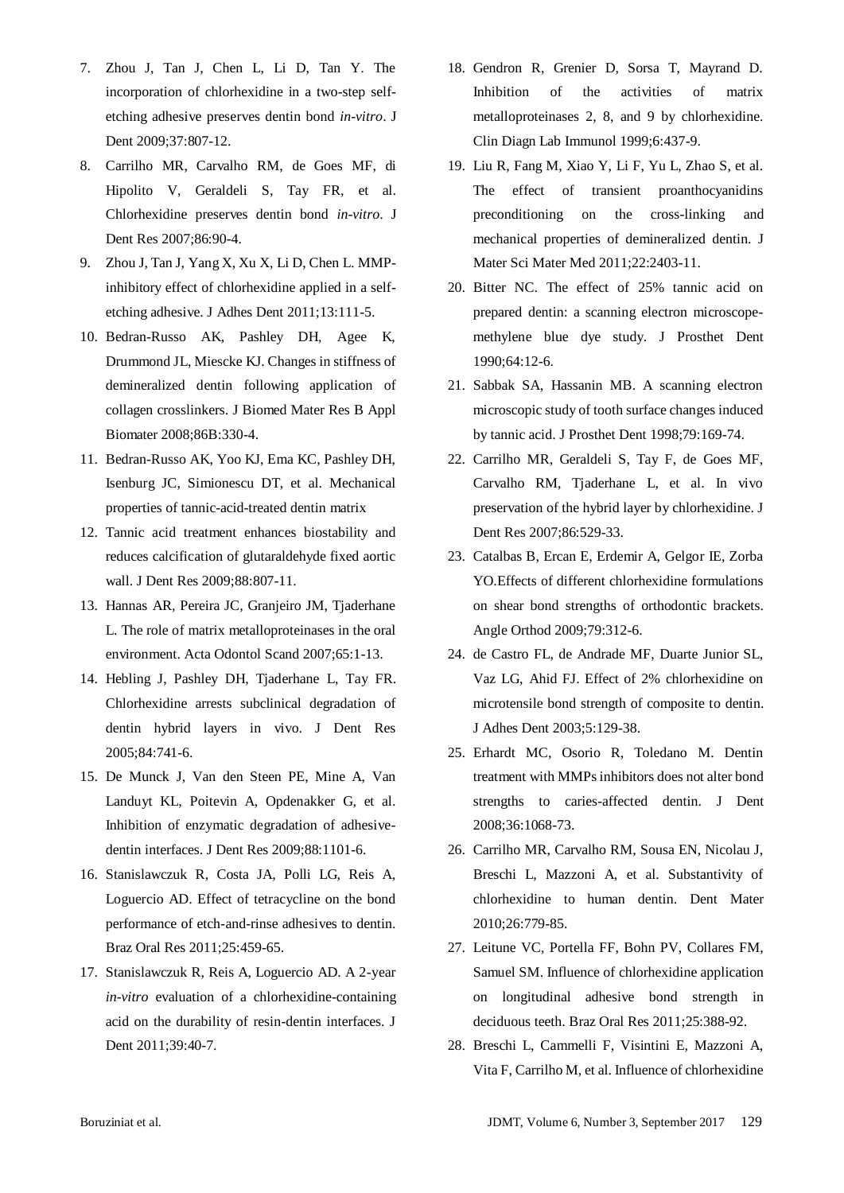7. Zhou J, Tan J, Chen L, Li D, Tan Y. The incorporation of chlorhexidine in a two-step self-etching adhesive preserves dentin bond *in-vitro*. J Dent 2009;37:807-12.
8. Carrilho MR, Carvalho RM, de Goes MF, di Hipolito V, Geraldeli S, Tay FR, et al. Chlorhexidine preserves dentin bond *in-vitro*. J Dent Res 2007;86:90-4.
9. Zhou J, Tan J, Yang X, Xu X, Li D, Chen L. MMP-inhibitory effect of chlorhexidine applied in a self-etching adhesive. J Adhes Dent 2011;13:111-5.
10. Bedran-Russo AK, Pashley DH, Agee K, Drummond JL, Miescke KJ. Changes in stiffness of demineralized dentin following application of collagen crosslinkers. J Biomed Mater Res B Appl Biomater 2008;86B:330-4.
11. Bedran-Russo AK, Yoo KJ, Ema KC, Pashley DH, Isenburg JC, Simionescu DT, et al. Mechanical properties of tannic-acid-treated dentin matrix
12. Tannic acid treatment enhances biostability and reduces calcification of glutaraldehyde fixed aortic wall. J Dent Res 2009;88:807-11.
13. Hannas AR, Pereira JC, Granjeiro JM, Tjaderhane L. The role of matrix metalloproteinases in the oral environment. Acta Odontol Scand 2007;65:1-13.
14. Hebling J, Pashley DH, Tjaderhane L, Tay FR. Chlorhexidine arrests subclinical degradation of dentin hybrid layers in vivo. J Dent Res 2005;84:741-6.
15. De Munck J, Van den Steen PE, Mine A, Van Landuyt KL, Poitevin A, Opdenakker G, et al. Inhibition of enzymatic degradation of adhesive-dentin interfaces. J Dent Res 2009;88:1101-6.
16. Stanislawczuk R, Costa JA, Polli LG, Reis A, Loguercio AD. Effect of tetracycline on the bond performance of etch-and-rinse adhesives to dentin. Braz Oral Res 2011;25:459-65.
17. Stanislawczuk R, Reis A, Loguercio AD. A 2-year *in-vitro* evaluation of a chlorhexidine-containing acid on the durability of resin-dentin interfaces. J Dent 2011;39:40-7.
18. Gendron R, Grenier D, Sorsa T, Mayrand D. Inhibition of the activities of matrix metalloproteinases 2, 8, and 9 by chlorhexidine. Clin Diagn Lab Immunol 1999;6:437-9.
19. Liu R, Fang M, Xiao Y, Li F, Yu L, Zhao S, et al. The effect of transient proanthocyanidins preconditioning on the cross-linking and mechanical properties of demineralized dentin. J Mater Sci Mater Med 2011;22:2403-11.
20. Bitter NC. The effect of 25% tannic acid on prepared dentin: a scanning electron microscope-methylene blue dye study. J Prosthet Dent 1990;64:12-6.
21. Sabbak SA, Hassanin MB. A scanning electron microscopic study of tooth surface changes induced by tannic acid. J Prosthet Dent 1998;79:169-74.
22. Carrilho MR, Geraldeli S, Tay F, de Goes MF, Carvalho RM, Tjaderhane L, et al. In vivo preservation of the hybrid layer by chlorhexidine. J Dent Res 2007;86:529-33.
23. Catalbas B, Ercan E, Erdemir A, Gelgor IE, Zorba YO.Effects of different chlorhexidine formulations on shear bond strengths of orthodontic brackets. Angle Orthod 2009;79:312-6.
24. de Castro FL, de Andrade MF, Duarte Junior SL, Vaz LG, Ahid FJ. Effect of 2% chlorhexidine on microtensile bond strength of composite to dentin. J Adhes Dent 2003;5:129-38.
25. Erhardt MC, Osorio R, Toledano M. Dentin treatment with MMPs inhibitors does not alter bond strengths to caries-affected dentin. J Dent 2008;36:1068-73.
26. Carrilho MR, Carvalho RM, Sousa EN, Nicolau J, Breschi L, Mazzoni A, et al. Substantivity of chlorhexidine to human dentin. Dent Mater 2010;26:779-85.
27. Leitune VC, Portella FF, Bohn PV, Collares FM, Samuel SM. Influence of chlorhexidine application on longitudinal adhesive bond strength in deciduous teeth. Braz Oral Res 2011;25:388-92.
28. Breschi L, Cammelli F, Visintini E, Mazzoni A, Vita F, Carrilho M, et al. Influence of chlorhexidine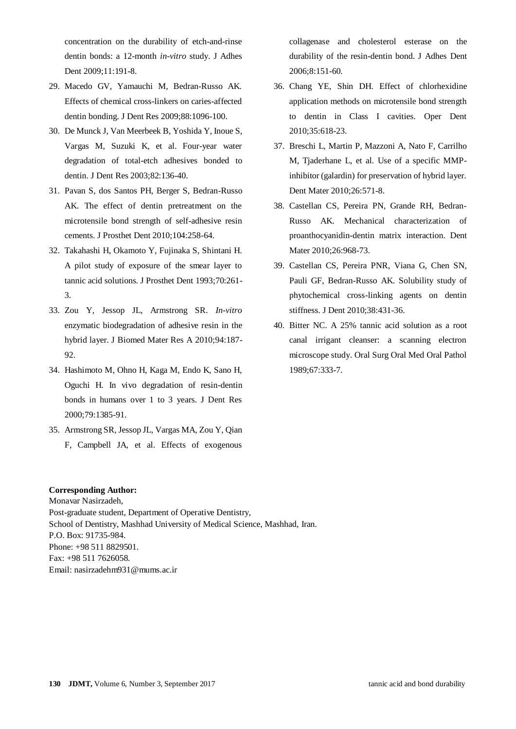concentration on the durability of etch-and-rinse dentin bonds: a 12-month *in-vitro* study. J Adhes Dent 2009;11:191-8.

29. Macedo GV, Yamauchi M, Bedran-Russo AK. Effects of chemical cross-linkers on caries-affected dentin bonding. J Dent Res 2009;88:1096-100.
30. De Munck J, Van Meerbeek B, Yoshida Y, Inoue S, Vargas M, Suzuki K, et al. Four-year water degradation of total-etch adhesives bonded to dentin. J Dent Res 2003;82:136-40.
31. Pavan S, dos Santos PH, Berger S, Bedran-Russo AK. The effect of dentin pretreatment on the microtensile bond strength of self-adhesive resin cements. J Prosthet Dent 2010;104:258-64.
32. Takahashi H, Okamoto Y, Fujinaka S, Shintani H. A pilot study of exposure of the smear layer to tannic acid solutions. J Prosthet Dent 1993;70:261-3.
33. Zou Y, Jessop JL, Armstrong SR. *In-vitro* enzymatic biodegradation of adhesive resin in the hybrid layer. J Biomed Mater Res A 2010;94:187-92.
34. Hashimoto M, Ohno H, Kaga M, Endo K, Sano H, Oguchi H. In vivo degradation of resin-dentin bonds in humans over 1 to 3 years. J Dent Res 2000;79:1385-91.
35. Armstrong SR, Jessop JL, Vargas MA, Zou Y, Qian F, Campbell JA, et al. Effects of exogenous collagenase and cholesterol esterase on the durability of the resin-dentin bond. J Adhes Dent 2006;8:151-60.
36. Chang YE, Shin DH. Effect of chlorhexidine application methods on microtensile bond strength to dentin in Class I cavities. Oper Dent 2010;35:618-23.
37. Breschi L, Martin P, Mazzoni A, Nato F, Carrilho M, Tjaderhane L, et al. Use of a specific MMP-inhibitor (galardin) for preservation of hybrid layer. Dent Mater 2010;26:571-8.
38. Castellan CS, Pereira PN, Grande RH, Bedran-Russo AK. Mechanical characterization of proanthocyanidin-dentin matrix interaction. Dent Mater 2010;26:968-73.
39. Castellan CS, Pereira PNR, Viana G, Chen SN, Pauli GF, Bedran-Russo AK. Solubility study of phytochemical cross-linking agents on dentin stiffness. J Dent 2010;38:431-36.
40. Bitter NC. A 25% tannic acid solution as a root canal irrigant cleanser: a scanning electron microscope study. Oral Surg Oral Med Oral Pathol 1989;67:333-7.

**Corresponding Author:**
Monavar Nasirzadeh,
Post-graduate student, Department of Operative Dentistry,
School of Dentistry, Mashhad University of Medical Science, Mashhad, Iran.
P.O. Box: 91735-984.
Phone: +98 511 8829501.
Fax: +98 511 7626058.
Email: nasirzadehm931@mums.ac.ir